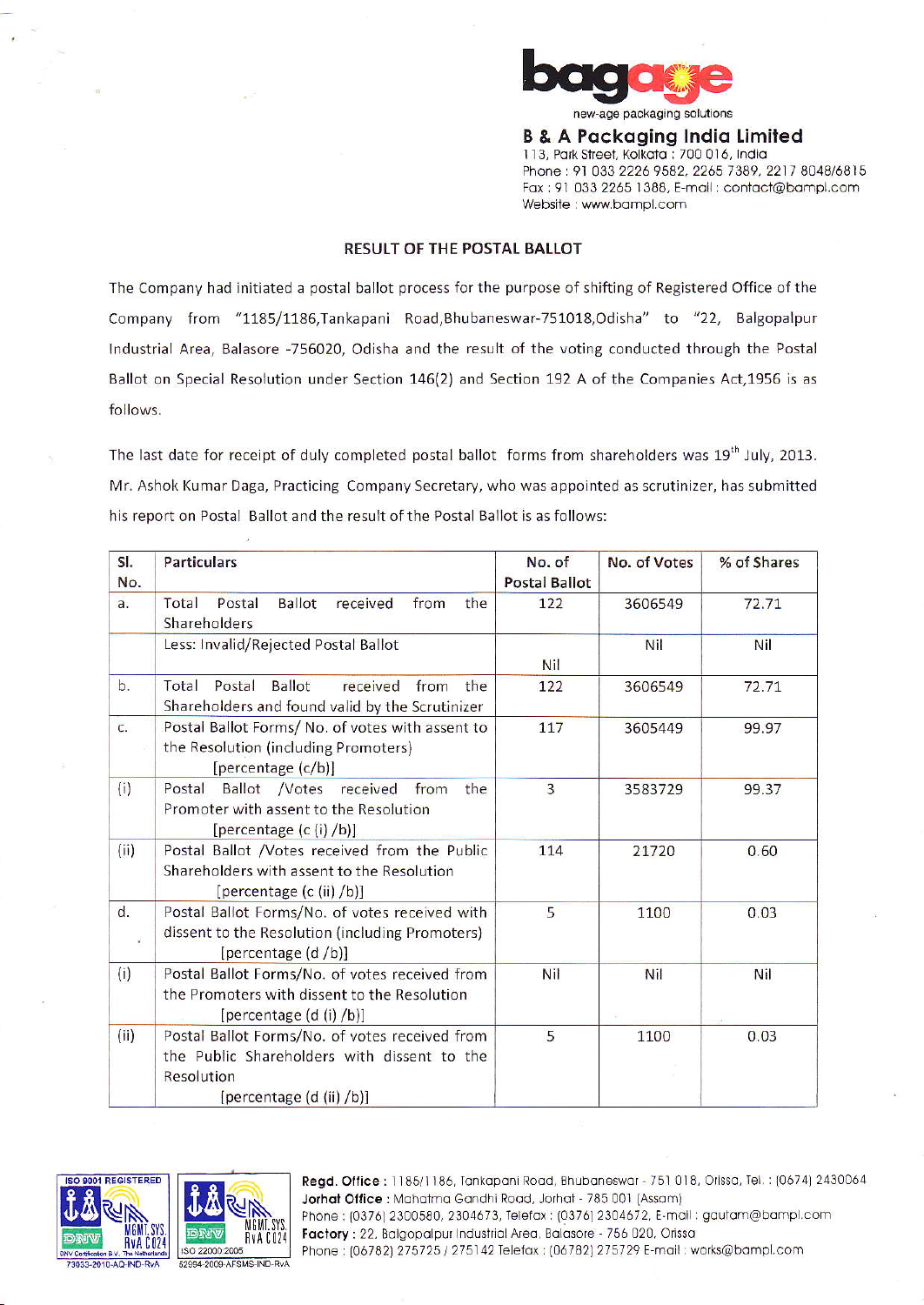bagage

new-age packaging solutions

**B & A Packaging India Limited**
113, Park Street, Kolkata : 700 016, India
Phone : 91 033 2226 9582, 2265 7389, 2217 8048/6815
Fax : 91 033 2265 1388, E-mail : contact@bampl.com
Website : www.bampl.com

## RESULT OF THE POSTAL BALLOT

The Company had initiated a postal ballot process for the purpose of shifting of Registered Office of the Company from "1185/1186,Tankapani Road,Bhubaneswar-751018,Odisha" to "22, Balgopalpur Industrial Area, Balasore -756020, Odisha and the result of the voting conducted through the Postal Ballot on Special Resolution under Section 146(2) and Section 192 A of the Companies Act,1956 is as follows.

The last date for receipt of duly completed postal ballot forms from shareholders was 19th July, 2013. Mr. Ashok Kumar Daga, Practicing Company Secretary, who was appointed as scrutinizer, has submitted his report on Postal Ballot and the result of the Postal Ballot is as follows:

| Sl. No. | Particulars | No. of Postal Ballot | No. of Votes | % of Shares |
|---|---|---|---|---|
| a. | Total Postal Ballot received from the Shareholders | 122 | 3606549 | 72.71 |
| | Less: Invalid/Rejected Postal Ballot | Nil | Nil | Nil |
| b. | Total Postal Ballot received from the Shareholders and found valid by the Scrutinizer | 122 | 3606549 | 72.71 |
| c. | Postal Ballot Forms/ No. of votes with assent to the Resolution (including Promoters) [percentage (c/b)] | 117 | 3605449 | 99.97 |
| (i) | Postal Ballot /Votes received from the Promoter with assent to the Resolution [percentage (c (i) /b)] | 3 | 3583729 | 99.37 |
| (ii) | Postal Ballot /Votes received from the Public Shareholders with assent to the Resolution [percentage (c (ii) /b)] | 114 | 21720 | 0.60 |
| d. | Postal Ballot Forms/No. of votes received with dissent to the Resolution (including Promoters) [percentage (d /b)] | 5 | 1100 | 0.03 |
| (i) | Postal Ballot Forms/No. of votes received from the Promoters with dissent to the Resolution [percentage (d (i) /b)] | Nil | Nil | Nil |
| (ii) | Postal Ballot Forms/No. of votes received from the Public Shareholders with dissent to the Resolution [percentage (d (ii) /b)] | 5 | 1100 | 0.03 |

ISO 9001 REGISTERED — DNV — MGMT. SYS. RvA C024 — DNV Certification B.V., The Netherlands — 73033-2010-AQ-IND-RvA

DNV — MGMT. SYS. RvA C024 — ISO 22000:2005 — 52984-2009-AFSMS-IND-RvA

**Regd. Office :** 1185/1186, Tankapani Road, Bhubaneswar - 751 018, Orissa, Tel. : (0674) 2430064
**Jorhat Office :** Mahatma Gandhi Road, Jorhat - 785 001 (Assam)
Phone : (0376) 2300580, 2304673, Telefax : (0376) 2304672, E-mail : gautam@bampl.com
**Factory :** 22, Balgopalpur Industrial Area, Balasore - 756 020, Orissa
Phone : (06782) 275725 / 275142 Telefax : (06782) 275729 E-mail : works@bampl.com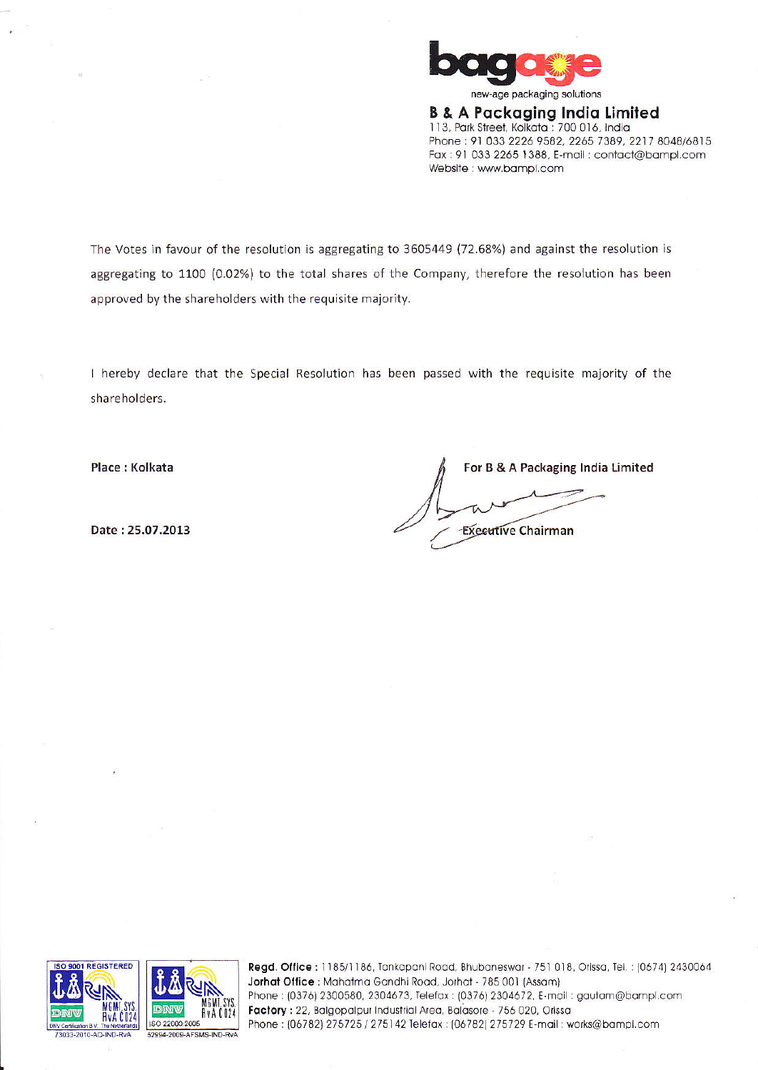bagage

new-age packaging solutions

**B & A Packaging India Limited**

113, Park Street, Kolkata : 700 016, India
Phone : 91 033 2226 9582, 2265 7389, 2217 8048/6815
Fax : 91 033 2265 1388, E-mail : contact@bampl.com
Website : www.bampl.com

The Votes in favour of the resolution is aggregating to 3605449 (72.68%) and against the resolution is aggregating to 1100 (0.02%) to the total shares of the Company, therefore the resolution has been approved by the shareholders with the requisite majority.

I hereby declare that the Special Resolution has been passed with the requisite majority of the shareholders.

**Place : Kolkata**

**Date : 25.07.2013**

**For B & A Packaging India Limited**

**Executive Chairman**

ISO 9001 REGISTERED
DNV Certification B.V. The Netherlands
73033-2010-AQ-IND-RvA

ISO 22000:2005
52994-2009-AFSMS-IND-RvA

**Regd. Office :** 1185/1186, Tankapani Road, Bhubaneswar - 751 018, Orissa, Tel. : (0674) 2430064
**Jorhat Office :** Mahatma Gandhi Road, Jorhat - 785 001 (Assam)
Phone : (0376) 2300580, 2304673, Telefax : (0376) 2304672, E-mail : gautam@bampl.com
**Factory :** 22, Balgopalpur Industrial Area, Balasore - 756 020, Orissa
Phone : (06782) 275725 / 275142 Telefax : (06782) 275729 E-mail : works@bampl.com